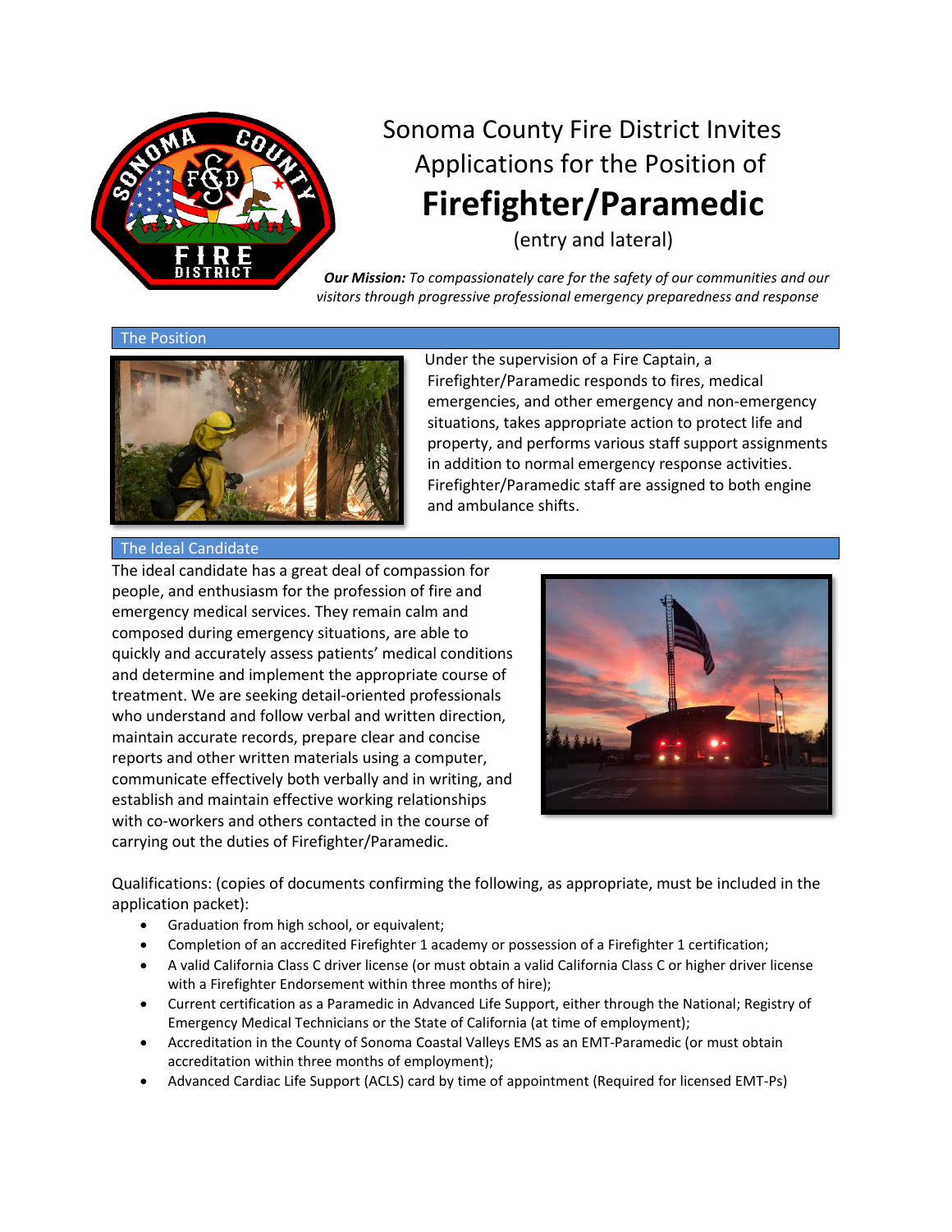# Sonoma County Fire District Invites Applications for the Position of

# Firefighter/Paramedic

(entry and lateral)

***Our Mission:*** *To compassionately care for the safety of our communities and our visitors through progressive professional emergency preparedness and response*

## The Position

Under the supervision of a Fire Captain, a Firefighter/Paramedic responds to fires, medical emergencies, and other emergency and non-emergency situations, takes appropriate action to protect life and property, and performs various staff support assignments in addition to normal emergency response activities. Firefighter/Paramedic staff are assigned to both engine and ambulance shifts.

## The Ideal Candidate

The ideal candidate has a great deal of compassion for people, and enthusiasm for the profession of fire and emergency medical services. They remain calm and composed during emergency situations, are able to quickly and accurately assess patients' medical conditions and determine and implement the appropriate course of treatment. We are seeking detail-oriented professionals who understand and follow verbal and written direction, maintain accurate records, prepare clear and concise reports and other written materials using a computer, communicate effectively both verbally and in writing, and establish and maintain effective working relationships with co-workers and others contacted in the course of carrying out the duties of Firefighter/Paramedic.

Qualifications: (copies of documents confirming the following, as appropriate, must be included in the application packet):

- Graduation from high school, or equivalent;
- Completion of an accredited Firefighter 1 academy or possession of a Firefighter 1 certification;
- A valid California Class C driver license (or must obtain a valid California Class C or higher driver license with a Firefighter Endorsement within three months of hire);
- Current certification as a Paramedic in Advanced Life Support, either through the National; Registry of Emergency Medical Technicians or the State of California (at time of employment);
- Accreditation in the County of Sonoma Coastal Valleys EMS as an EMT-Paramedic (or must obtain accreditation within three months of employment);
- Advanced Cardiac Life Support (ACLS) card by time of appointment (Required for licensed EMT-Ps)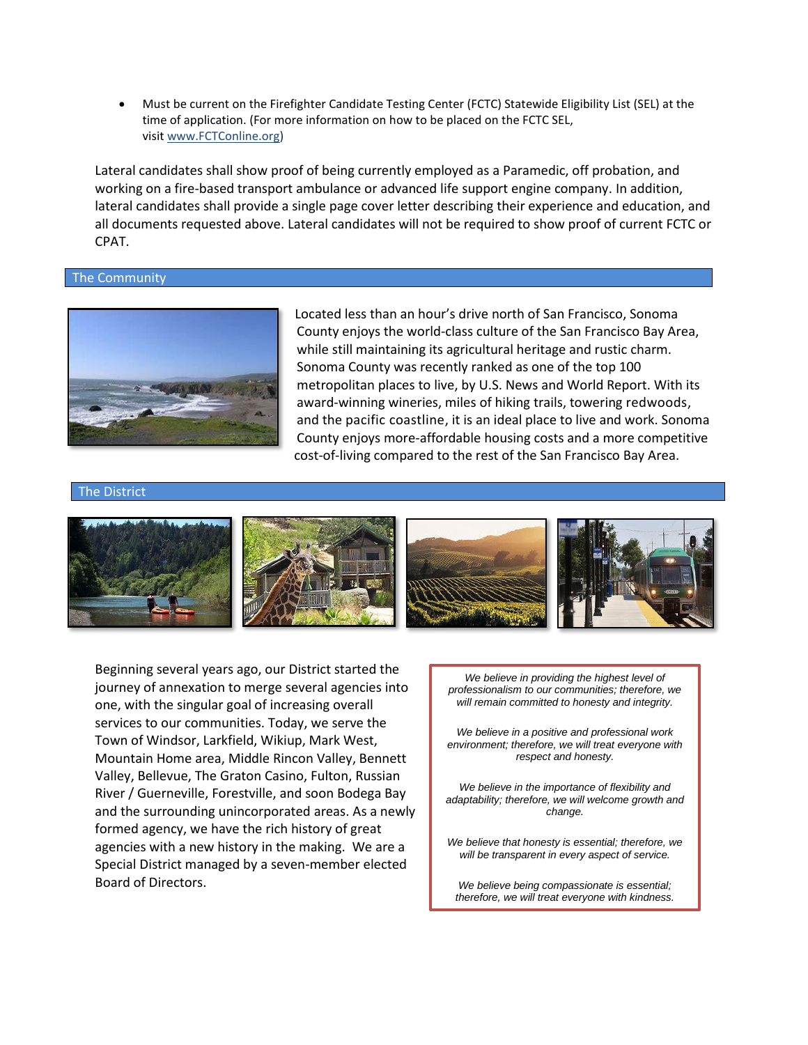- Must be current on the Firefighter Candidate Testing Center (FCTC) Statewide Eligibility List (SEL) at the time of application. (For more information on how to be placed on the FCTC SEL, visit www.FCTConline.org)

Lateral candidates shall show proof of being currently employed as a Paramedic, off probation, and working on a fire-based transport ambulance or advanced life support engine company. In addition, lateral candidates shall provide a single page cover letter describing their experience and education, and all documents requested above. Lateral candidates will not be required to show proof of current FCTC or CPAT.

## The Community

Located less than an hour's drive north of San Francisco, Sonoma County enjoys the world-class culture of the San Francisco Bay Area, while still maintaining its agricultural heritage and rustic charm. Sonoma County was recently ranked as one of the top 100 metropolitan places to live, by U.S. News and World Report. With its award-winning wineries, miles of hiking trails, towering redwoods, and the pacific coastline, it is an ideal place to live and work. Sonoma County enjoys more-affordable housing costs and a more competitive cost-of-living compared to the rest of the San Francisco Bay Area.

## The District

Beginning several years ago, our District started the journey of annexation to merge several agencies into one, with the singular goal of increasing overall services to our communities. Today, we serve the Town of Windsor, Larkfield, Wikiup, Mark West, Mountain Home area, Middle Rincon Valley, Bennett Valley, Bellevue, The Graton Casino, Fulton, Russian River / Guerneville, Forestville, and soon Bodega Bay and the surrounding unincorporated areas. As a newly formed agency, we have the rich history of great agencies with a new history in the making. We are a Special District managed by a seven-member elected Board of Directors.

*We believe in providing the highest level of professionalism to our communities; therefore, we will remain committed to honesty and integrity.*

*We believe in a positive and professional work environment; therefore, we will treat everyone with respect and honesty.*

*We believe in the importance of flexibility and adaptability; therefore, we will welcome growth and change.*

*We believe that honesty is essential; therefore, we will be transparent in every aspect of service.*

*We believe being compassionate is essential; therefore, we will treat everyone with kindness.*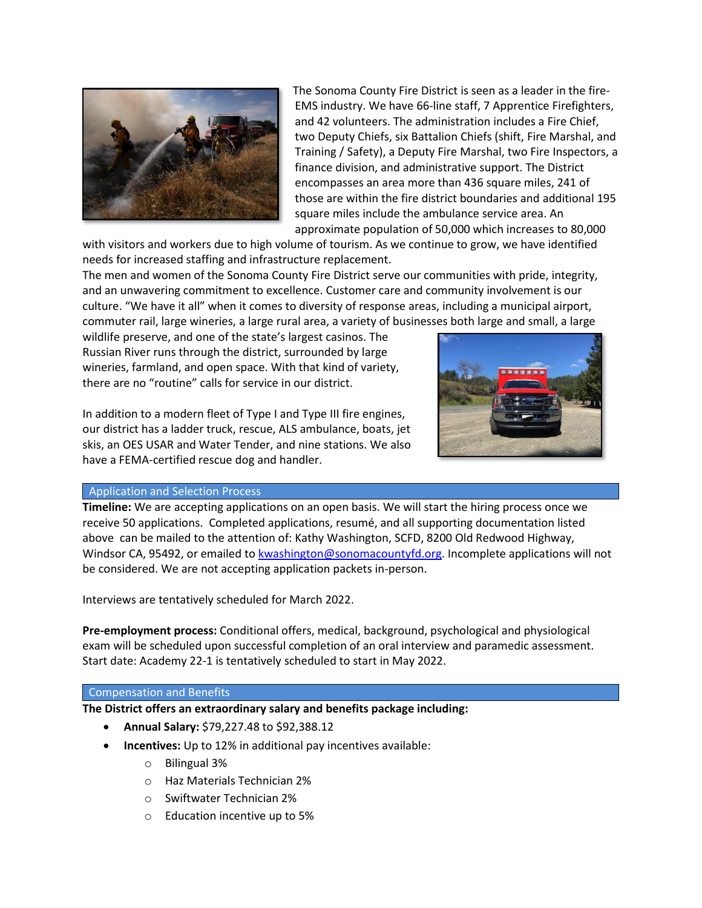The Sonoma County Fire District is seen as a leader in the fire-EMS industry. We have 66-line staff, 7 Apprentice Firefighters, and 42 volunteers. The administration includes a Fire Chief, two Deputy Chiefs, six Battalion Chiefs (shift, Fire Marshal, and Training / Safety), a Deputy Fire Marshal, two Fire Inspectors, a finance division, and administrative support. The District encompasses an area more than 436 square miles, 241 of those are within the fire district boundaries and additional 195 square miles include the ambulance service area. An approximate population of 50,000 which increases to 80,000 with visitors and workers due to high volume of tourism. As we continue to grow, we have identified needs for increased staffing and infrastructure replacement.

The men and women of the Sonoma County Fire District serve our communities with pride, integrity, and an unwavering commitment to excellence. Customer care and community involvement is our culture. "We have it all" when it comes to diversity of response areas, including a municipal airport, commuter rail, large wineries, a large rural area, a variety of businesses both large and small, a large wildlife preserve, and one of the state's largest casinos. The Russian River runs through the district, surrounded by large wineries, farmland, and open space. With that kind of variety, there are no "routine" calls for service in our district.

In addition to a modern fleet of Type I and Type III fire engines, our district has a ladder truck, rescue, ALS ambulance, boats, jet skis, an OES USAR and Water Tender, and nine stations. We also have a FEMA-certified rescue dog and handler.

## Application and Selection Process

**Timeline:** We are accepting applications on an open basis. We will start the hiring process once we receive 50 applications. Completed applications, resumé, and all supporting documentation listed above can be mailed to the attention of: Kathy Washington, SCFD, 8200 Old Redwood Highway, Windsor CA, 95492, or emailed to kwashington@sonomacountyfd.org. Incomplete applications will not be considered. We are not accepting application packets in-person.

Interviews are tentatively scheduled for March 2022.

**Pre-employment process:** Conditional offers, medical, background, psychological and physiological exam will be scheduled upon successful completion of an oral interview and paramedic assessment. Start date: Academy 22-1 is tentatively scheduled to start in May 2022.

## Compensation and Benefits

**The District offers an extraordinary salary and benefits package including:**

- **Annual Salary:** $79,227.48 to $92,388.12
- **Incentives:** Up to 12% in additional pay incentives available:
  - Bilingual 3%
  - Haz Materials Technician 2%
  - Swiftwater Technician 2%
  - Education incentive up to 5%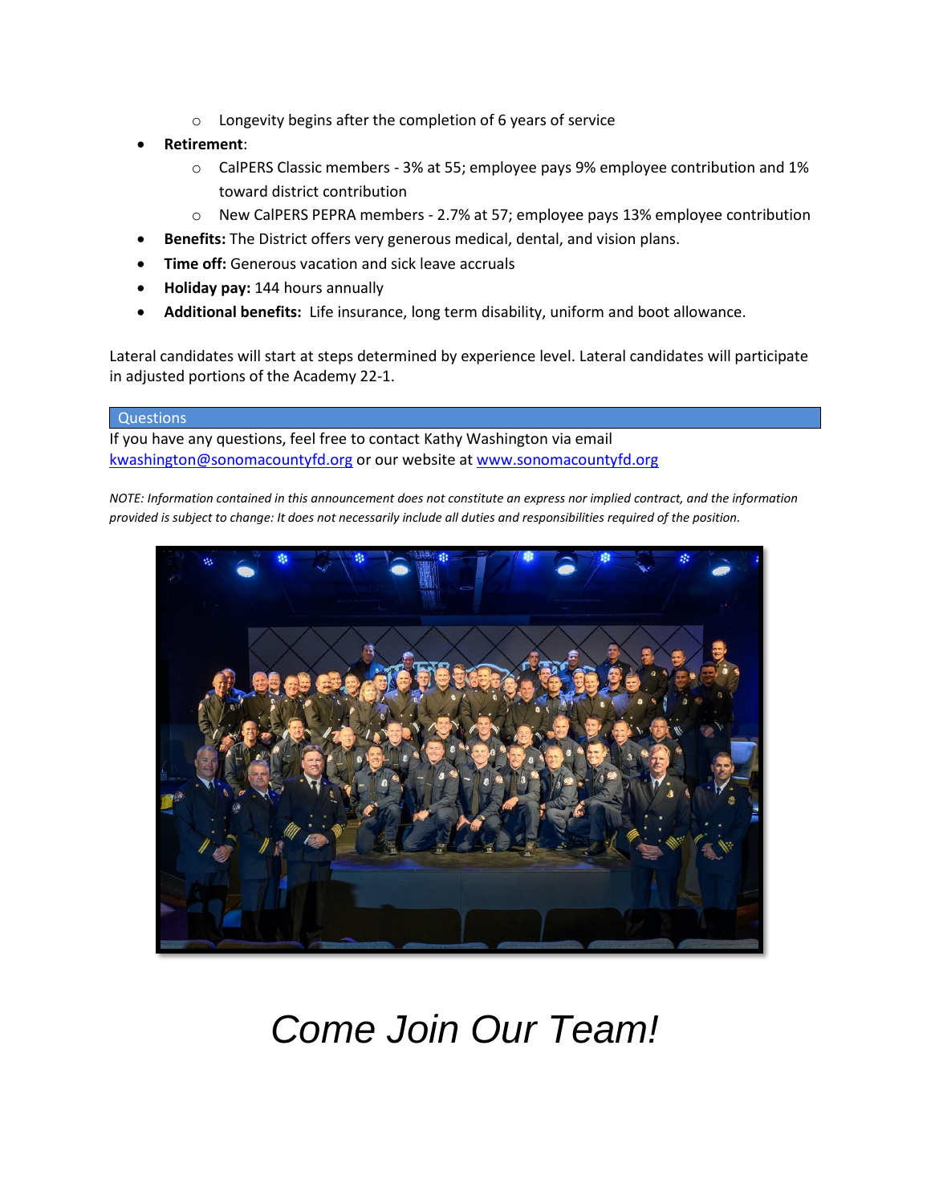- Longevity begins after the completion of 6 years of service
- **Retirement**:
  - CalPERS Classic members - 3% at 55; employee pays 9% employee contribution and 1% toward district contribution
  - New CalPERS PEPRA members - 2.7% at 57; employee pays 13% employee contribution
- **Benefits:** The District offers very generous medical, dental, and vision plans.
- **Time off:** Generous vacation and sick leave accruals
- **Holiday pay:** 144 hours annually
- **Additional benefits:** Life insurance, long term disability, uniform and boot allowance.

Lateral candidates will start at steps determined by experience level. Lateral candidates will participate in adjusted portions of the Academy 22-1.

## Questions

If you have any questions, feel free to contact Kathy Washington via email kwashington@sonomacountyfd.org or our website at www.sonomacountyfd.org

*NOTE: Information contained in this announcement does not constitute an express nor implied contract, and the information provided is subject to change: It does not necessarily include all duties and responsibilities required of the position.*

# *Come Join Our Team!*